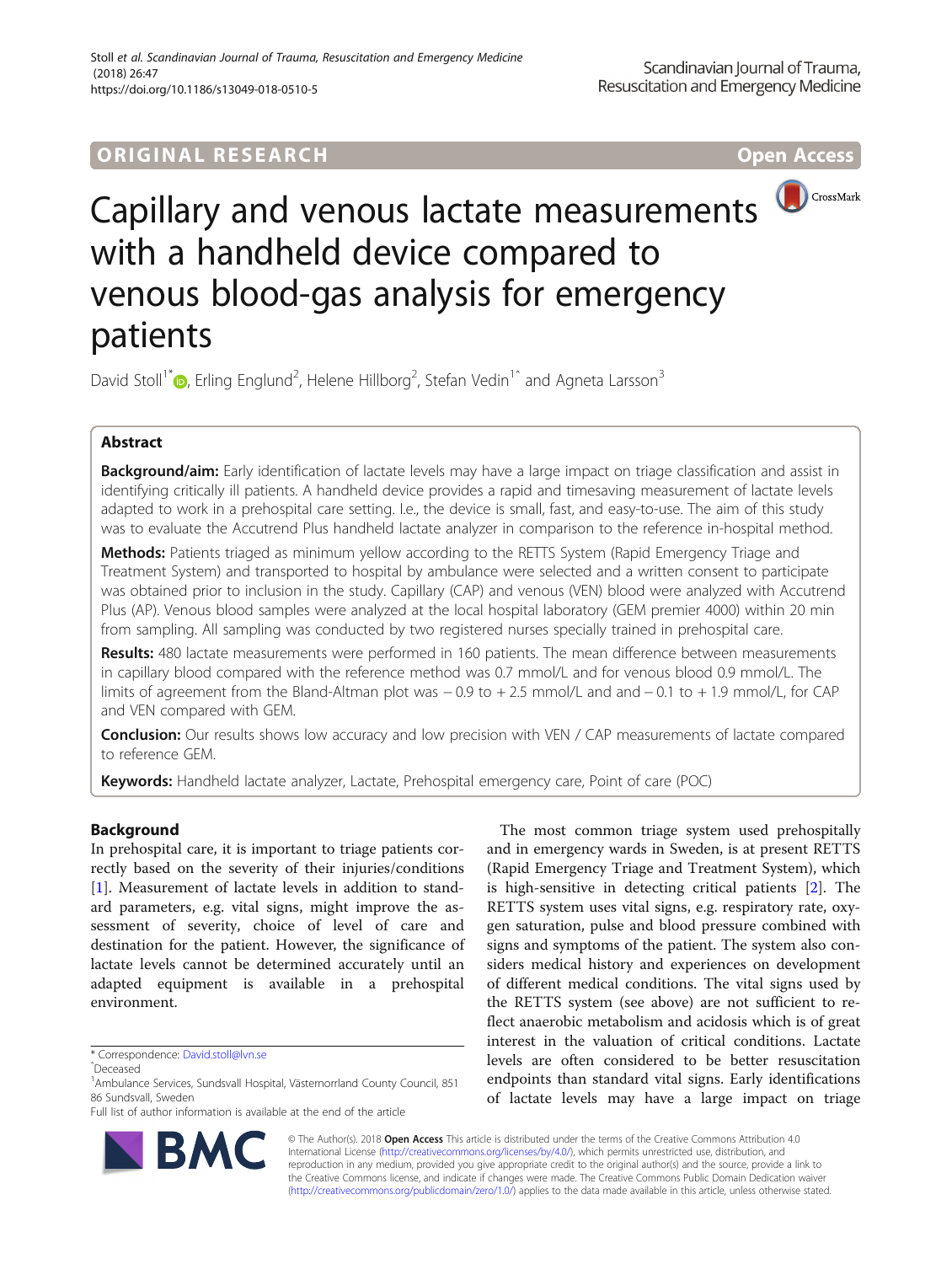ORIGINAL RESEARCH

Open Access

# Capillary and venous lactate measurements with a handheld device compared to venous blood-gas analysis for emergency patients

David Stoll[1*], Erling Englund[2], Helene Hillborg[2], Stefan Vedin[1^] and Agneta Larsson[3]

## Abstract

**Background/aim:** Early identification of lactate levels may have a large impact on triage classification and assist in identifying critically ill patients. A handheld device provides a rapid and timesaving measurement of lactate levels adapted to work in a prehospital care setting. I.e., the device is small, fast, and easy-to-use. The aim of this study was to evaluate the Accutrend Plus handheld lactate analyzer in comparison to the reference in-hospital method.

**Methods:** Patients triaged as minimum yellow according to the RETTS System (Rapid Emergency Triage and Treatment System) and transported to hospital by ambulance were selected and a written consent to participate was obtained prior to inclusion in the study. Capillary (CAP) and venous (VEN) blood were analyzed with Accutrend Plus (AP). Venous blood samples were analyzed at the local hospital laboratory (GEM premier 4000) within 20 min from sampling. All sampling was conducted by two registered nurses specially trained in prehospital care.

**Results:** 480 lactate measurements were performed in 160 patients. The mean difference between measurements in capillary blood compared with the reference method was 0.7 mmol/L and for venous blood 0.9 mmol/L. The limits of agreement from the Bland-Altman plot was − 0.9 to + 2.5 mmol/L and and − 0.1 to + 1.9 mmol/L, for CAP and VEN compared with GEM.

**Conclusion:** Our results shows low accuracy and low precision with VEN / CAP measurements of lactate compared to reference GEM.

**Keywords:** Handheld lactate analyzer, Lactate, Prehospital emergency care, Point of care (POC)

## Background

In prehospital care, it is important to triage patients correctly based on the severity of their injuries/conditions [1]. Measurement of lactate levels in addition to standard parameters, e.g. vital signs, might improve the assessment of severity, choice of level of care and destination for the patient. However, the significance of lactate levels cannot be determined accurately until an adapted equipment is available in a prehospital environment.

The most common triage system used prehospitally and in emergency wards in Sweden, is at present RETTS (Rapid Emergency Triage and Treatment System), which is high-sensitive in detecting critical patients [2]. The RETTS system uses vital signs, e.g. respiratory rate, oxygen saturation, pulse and blood pressure combined with signs and symptoms of the patient. The system also considers medical history and experiences on development of different medical conditions. The vital signs used by the RETTS system (see above) are not sufficient to reflect anaerobic metabolism and acidosis which is of great interest in the valuation of critical conditions. Lactate levels are often considered to be better resuscitation endpoints than standard vital signs. Early identifications of lactate levels may have a large impact on triage

\* Correspondence: David.stoll@lvn.se

^Deceased

[1]Ambulance Services, Sundsvall Hospital, Västernorrland County Council, 851 86 Sundsvall, Sweden

Full list of author information is available at the end of the article

© The Author(s). 2018 **Open Access** This article is distributed under the terms of the Creative Commons Attribution 4.0 International License (http://creativecommons.org/licenses/by/4.0/), which permits unrestricted use, distribution, and reproduction in any medium, provided you give appropriate credit to the original author(s) and the source, provide a link to the Creative Commons license, and indicate if changes were made. The Creative Commons Public Domain Dedication waiver (http://creativecommons.org/publicdomain/zero/1.0/) applies to the data made available in this article, unless otherwise stated.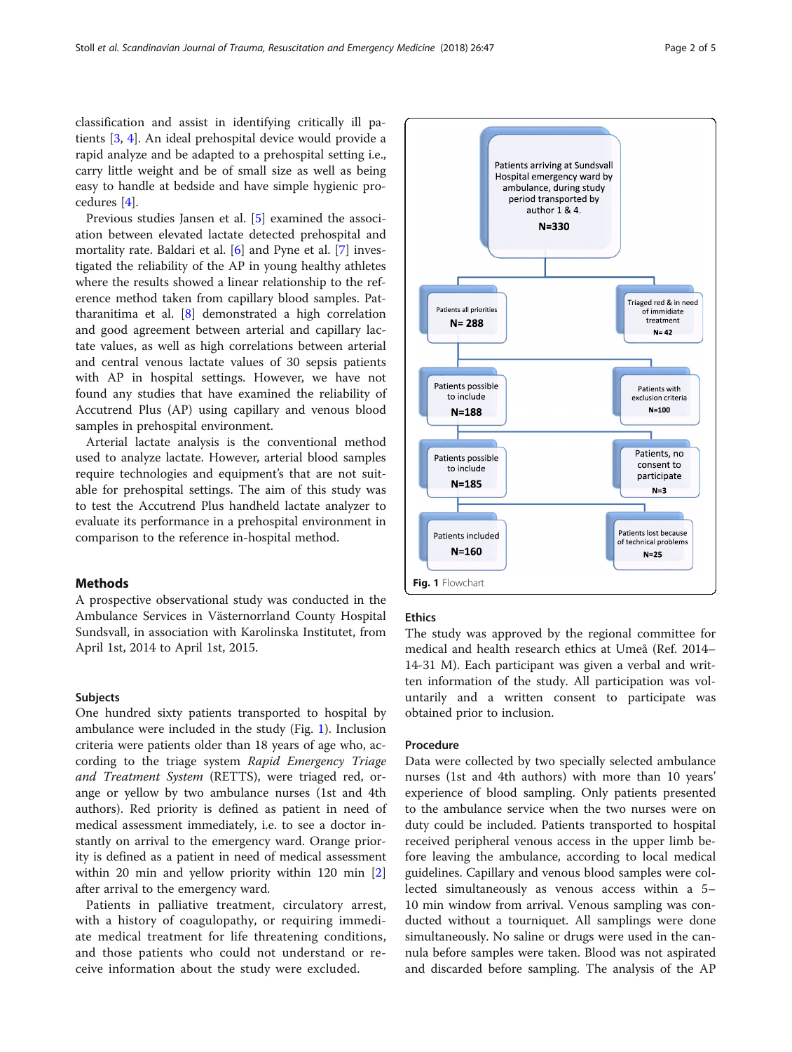classification and assist in identifying critically ill patients [3, 4]. An ideal prehospital device would provide a rapid analyze and be adapted to a prehospital setting i.e., carry little weight and be of small size as well as being easy to handle at bedside and have simple hygienic procedures [4].

Previous studies Jansen et al. [5] examined the association between elevated lactate detected prehospital and mortality rate. Baldari et al. [6] and Pyne et al. [7] investigated the reliability of the AP in young healthy athletes where the results showed a linear relationship to the reference method taken from capillary blood samples. Pattharanitima et al. [8] demonstrated a high correlation and good agreement between arterial and capillary lactate values, as well as high correlations between arterial and central venous lactate values of 30 sepsis patients with AP in hospital settings. However, we have not found any studies that have examined the reliability of Accutrend Plus (AP) using capillary and venous blood samples in prehospital environment.

Arterial lactate analysis is the conventional method used to analyze lactate. However, arterial blood samples require technologies and equipment's that are not suitable for prehospital settings. The aim of this study was to test the Accutrend Plus handheld lactate analyzer to evaluate its performance in a prehospital environment in comparison to the reference in-hospital method.

## Methods

A prospective observational study was conducted in the Ambulance Services in Västernorrland County Hospital Sundsvall, in association with Karolinska Institutet, from April 1st, 2014 to April 1st, 2015.

### Subjects

One hundred sixty patients transported to hospital by ambulance were included in the study (Fig. 1). Inclusion criteria were patients older than 18 years of age who, according to the triage system *Rapid Emergency Triage and Treatment System* (RETTS), were triaged red, orange or yellow by two ambulance nurses (1st and 4th authors). Red priority is defined as patient in need of medical assessment immediately, i.e. to see a doctor instantly on arrival to the emergency ward. Orange priority is defined as a patient in need of medical assessment within 20 min and yellow priority within 120 min [2] after arrival to the emergency ward.

Patients in palliative treatment, circulatory arrest, with a history of coagulopathy, or requiring immediate medical treatment for life threatening conditions, and those patients who could not understand or receive information about the study were excluded.

Patients arriving at Sundsvall Hospital emergency ward by ambulance, during study period transported by author 1 & 4.
N=330

Patients all priorities
N= 288

Triaged red & in need of immidiate treatment
N= 42

Patients possible to include
N=188

Patients with exclusion criteria
N=100

Patients possible to include
N=185

Patients, no consent to participate
N=3

Patients included
N=160

Patients lost because of technical problems
N=25

**Fig. 1** Flowchart

### Ethics

The study was approved by the regional committee for medical and health research ethics at Umeå (Ref. 2014–14-31 M). Each participant was given a verbal and written information of the study. All participation was voluntarily and a written consent to participate was obtained prior to inclusion.

### Procedure

Data were collected by two specially selected ambulance nurses (1st and 4th authors) with more than 10 years' experience of blood sampling. Only patients presented to the ambulance service when the two nurses were on duty could be included. Patients transported to hospital received peripheral venous access in the upper limb before leaving the ambulance, according to local medical guidelines. Capillary and venous blood samples were collected simultaneously as venous access within a 5–10 min window from arrival. Venous sampling was conducted without a tourniquet. All samplings were done simultaneously. No saline or drugs were used in the cannula before samples were taken. Blood was not aspirated and discarded before sampling. The analysis of the AP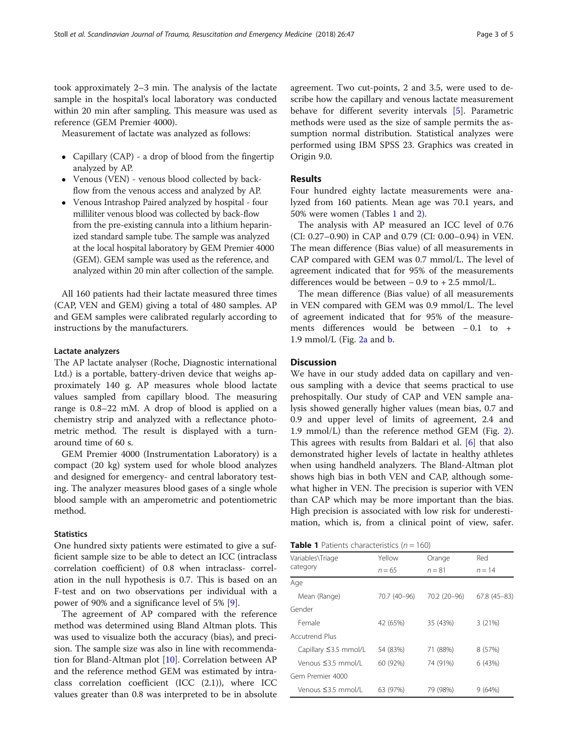took approximately 2–3 min. The analysis of the lactate sample in the hospital's local laboratory was conducted within 20 min after sampling. This measure was used as reference (GEM Premier 4000).

Measurement of lactate was analyzed as follows:

- Capillary (CAP) - a drop of blood from the fingertip analyzed by AP.
- Venous (VEN) - venous blood collected by back-flow from the venous access and analyzed by AP.
- Venous Intrashop Paired analyzed by hospital - four milliliter venous blood was collected by back-flow from the pre-existing cannula into a lithium heparinized standard sample tube. The sample was analyzed at the local hospital laboratory by GEM Premier 4000 (GEM). GEM sample was used as the reference, and analyzed within 20 min after collection of the sample.

All 160 patients had their lactate measured three times (CAP, VEN and GEM) giving a total of 480 samples. AP and GEM samples were calibrated regularly according to instructions by the manufacturers.

### Lactate analyzers

The AP lactate analyser (Roche, Diagnostic international Ltd.) is a portable, battery-driven device that weighs approximately 140 g. AP measures whole blood lactate values sampled from capillary blood. The measuring range is 0.8–22 mM. A drop of blood is applied on a chemistry strip and analyzed with a reflectance photometric method. The result is displayed with a turnaround time of 60 s.

GEM Premier 4000 (Instrumentation Laboratory) is a compact (20 kg) system used for whole blood analyzes and designed for emergency- and central laboratory testing. The analyzer measures blood gases of a single whole blood sample with an amperometric and potentiometric method.

### Statistics

One hundred sixty patients were estimated to give a sufficient sample size to be able to detect an ICC (intraclass correlation coefficient) of 0.8 when intraclass- correlation in the null hypothesis is 0.7. This is based on an F-test and on two observations per individual with a power of 90% and a significance level of 5% [9].

The agreement of AP compared with the reference method was determined using Bland Altman plots. This was used to visualize both the accuracy (bias), and precision. The sample size was also in line with recommendation for Bland-Altman plot [10]. Correlation between AP and the reference method GEM was estimated by intraclass correlation coefficient (ICC (2.1)), where ICC values greater than 0.8 was interpreted to be in absolute agreement. Two cut-points, 2 and 3.5, were used to describe how the capillary and venous lactate measurement behave for different severity intervals [5]. Parametric methods were used as the size of sample permits the assumption normal distribution. Statistical analyzes were performed using IBM SPSS 23. Graphics was created in Origin 9.0.

## Results

Four hundred eighty lactate measurements were analyzed from 160 patients. Mean age was 70.1 years, and 50% were women (Tables 1 and 2).

The analysis with AP measured an ICC level of 0.76 (CI: 0.27–0.90) in CAP and 0.79 (CI: 0.00–0.94) in VEN. The mean difference (Bias value) of all measurements in CAP compared with GEM was 0.7 mmol/L. The level of agreement indicated that for 95% of the measurements differences would be between − 0.9 to + 2.5 mmol/L.

The mean difference (Bias value) of all measurements in VEN compared with GEM was 0.9 mmol/L. The level of agreement indicated that for 95% of the measurements differences would be between − 0.1 to + 1.9 mmol/L (Fig. 2a and b.

## Discussion

We have in our study added data on capillary and venous sampling with a device that seems practical to use prehospitally. Our study of CAP and VEN sample analysis showed generally higher values (mean bias, 0.7 and 0.9 and upper level of limits of agreement, 2.4 and 1.9 mmol/L) than the reference method GEM (Fig. 2). This agrees with results from Baldari et al. [6] that also demonstrated higher levels of lactate in healthy athletes when using handheld analyzers. The Bland-Altman plot shows high bias in both VEN and CAP, although somewhat higher in VEN. The precision is superior with VEN than CAP which may be more important than the bias. High precision is associated with low risk for underestimation, which is, from a clinical point of view, safer.

**Table 1** Patients characteristics ($n = 160$)

| Variables\Triage category | Yellow $n = 65$ | Orange $n = 81$ | Red $n = 14$ |
|---|---|---|---|
| Age | | | |
| Mean (Range) | 70.7 (40–96) | 70.2 (20–96) | 67.8 (45–83) |
| Gender | | | |
| Female | 42 (65%) | 35 (43%) | 3 (21%) |
| Accutrend Plus | | | |
| Capillary ≤3.5 mmol/L | 54 (83%) | 71 (88%) | 8 (57%) |
| Venous ≤3.5 mmol/L | 60 (92%) | 74 (91%) | 6 (43%) |
| Gem Premier 4000 | | | |
| Venous ≤3.5 mmol/L | 63 (97%) | 79 (98%) | 9 (64%) |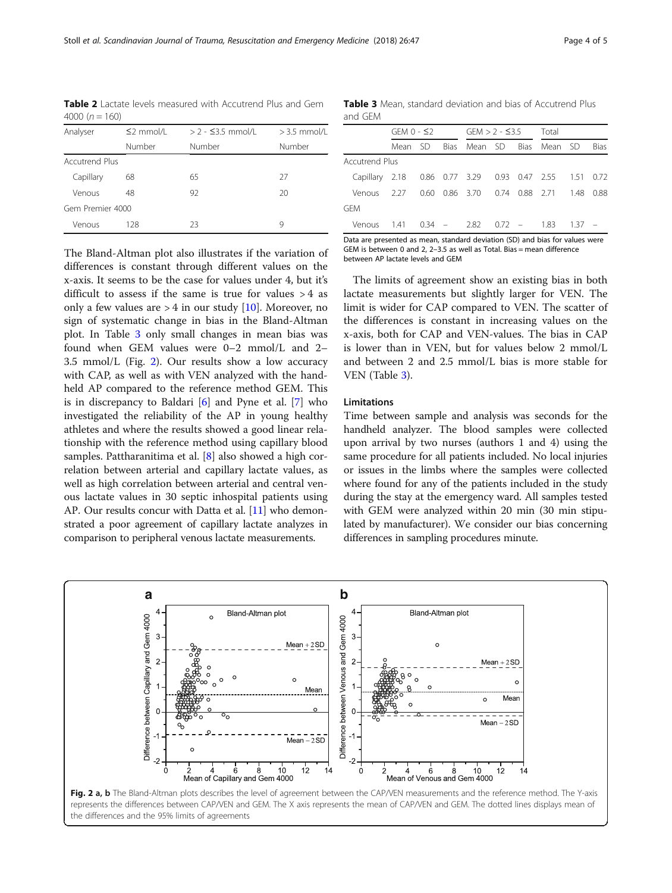**Table 2** Lactate levels measured with Accutrend Plus and Gem 4000 ($n = 160$)

| Analyser | ≤2 mmol/L | > 2 - ≤3.5 mmol/L | > 3.5 mmol/L |
|---|---|---|---|
| | Number | Number | Number |
| Accutrend Plus | | | |
| Capillary | 68 | 65 | 27 |
| Venous | 48 | 92 | 20 |
| Gem Premier 4000 | | | |
| Venous | 128 | 23 | 9 |

**Table 3** Mean, standard deviation and bias of Accutrend Plus and GEM

| | GEM 0 - ≤2 | | | GEM > 2 - ≤3.5 | | | Total | | |
|---|---|---|---|---|---|---|---|---|---|
| | Mean | SD | Bias | Mean | SD | Bias | Mean | SD | Bias |
| Accutrend Plus | | | | | | | | | |
| Capillary | 2.18 | 0.86 | 0.77 | 3.29 | 0.93 | 0.47 | 2.55 | 1.51 | 0.72 |
| Venous | 2.27 | 0.60 | 0.86 | 3.70 | 0.74 | 0.88 | 2.71 | 1.48 | 0.88 |
| GEM | | | | | | | | | |
| Venous | 1.41 | 0.34 | – | 2.82 | 0.72 | – | 1.83 | 1.37 | – |

Data are presented as mean, standard deviation (SD) and bias for values were GEM is between 0 and 2, 2–3.5 as well as Total. Bias = mean difference between AP lactate levels and GEM

The Bland-Altman plot also illustrates if the variation of differences is constant through different values on the x-axis. It seems to be the case for values under 4, but it's difficult to assess if the same is true for values > 4 as only a few values are > 4 in our study [10]. Moreover, no sign of systematic change in bias in the Bland-Altman plot. In Table 3 only small changes in mean bias was found when GEM values were 0–2 mmol/L and 2–3.5 mmol/L (Fig. 2). Our results show a low accuracy with CAP, as well as with VEN analyzed with the handheld AP compared to the reference method GEM. This is in discrepancy to Baldari [6] and Pyne et al. [7] who investigated the reliability of the AP in young healthy athletes and where the results showed a good linear relationship with the reference method using capillary blood samples. Pattharanitima et al. [8] also showed a high correlation between arterial and capillary lactate values, as well as high correlation between arterial and central venous lactate values in 30 septic inhospital patients using AP. Our results concur with Datta et al. [11] who demonstrated a poor agreement of capillary lactate analyzes in comparison to peripheral venous lactate measurements.

The limits of agreement show an existing bias in both lactate measurements but slightly larger for VEN. The limit is wider for CAP compared to VEN. The scatter of the differences is constant in increasing values on the x-axis, both for CAP and VEN-values. The bias in CAP is lower than in VEN, but for values below 2 mmol/L and between 2 and 2.5 mmol/L bias is more stable for VEN (Table 3).

### Limitations

Time between sample and analysis was seconds for the handheld analyzer. The blood samples were collected upon arrival by two nurses (authors 1 and 4) using the same procedure for all patients included. No local injuries or issues in the limbs where the samples were collected where found for any of the patients included in the study during the stay at the emergency ward. All samples tested with GEM were analyzed within 20 min (30 min stipulated by manufacturer). We consider our bias concerning differences in sampling procedures minute.

**Fig. 2 a, b** The Bland-Altman plots describes the level of agreement between the CAP/VEN measurements and the reference method. The Y-axis represents the differences between CAP/VEN and GEM. The X axis represents the mean of CAP/VEN and GEM. The dotted lines displays mean of the differences and the 95% limits of agreements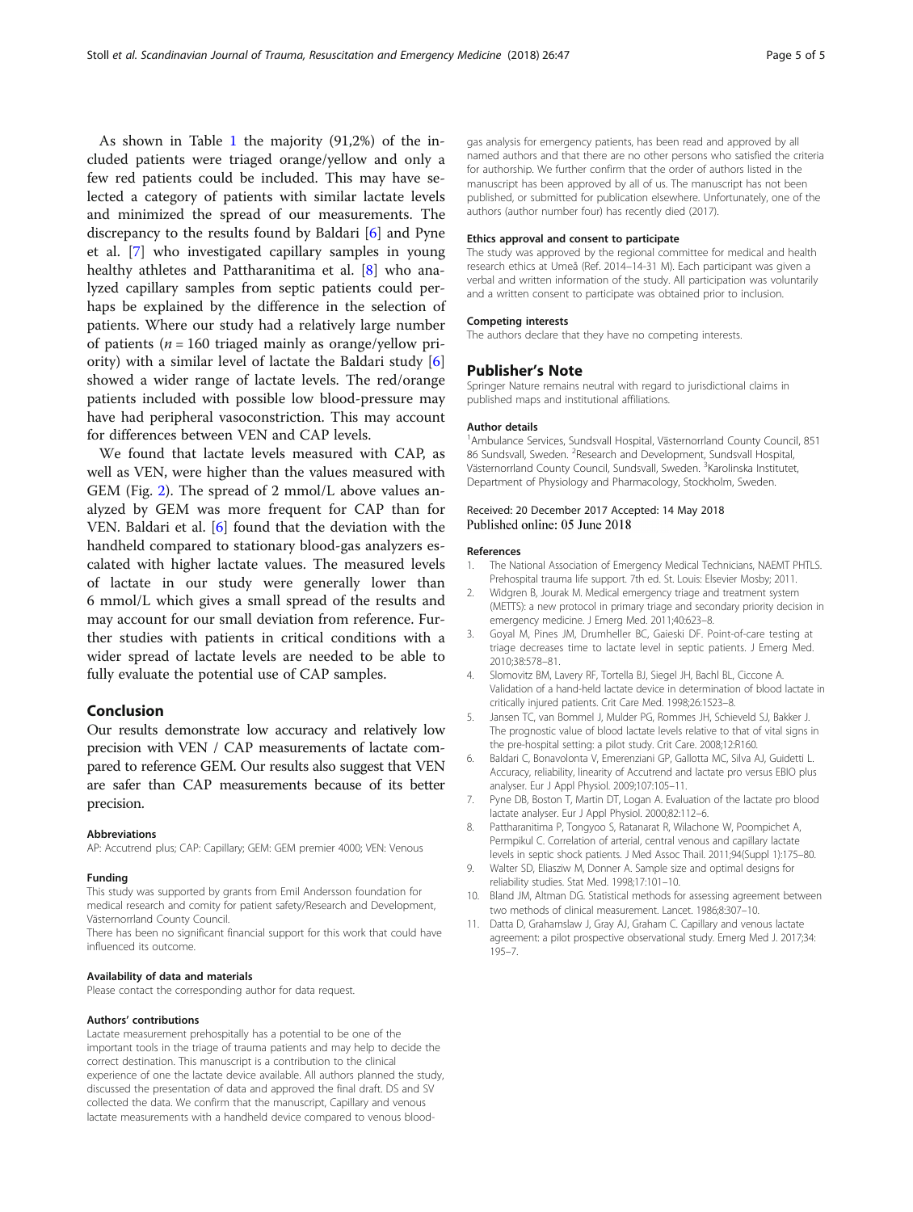As shown in Table 1 the majority (91,2%) of the included patients were triaged orange/yellow and only a few red patients could be included. This may have selected a category of patients with similar lactate levels and minimized the spread of our measurements. The discrepancy to the results found by Baldari [6] and Pyne et al. [7] who investigated capillary samples in young healthy athletes and Pattharanitima et al. [8] who analyzed capillary samples from septic patients could perhaps be explained by the difference in the selection of patients. Where our study had a relatively large number of patients ($n = 160$ triaged mainly as orange/yellow priority) with a similar level of lactate the Baldari study [6] showed a wider range of lactate levels. The red/orange patients included with possible low blood-pressure may have had peripheral vasoconstriction. This may account for differences between VEN and CAP levels.

We found that lactate levels measured with CAP, as well as VEN, were higher than the values measured with GEM (Fig. 2). The spread of 2 mmol/L above values analyzed by GEM was more frequent for CAP than for VEN. Baldari et al. [6] found that the deviation with the handheld compared to stationary blood-gas analyzers escalated with higher lactate values. The measured levels of lactate in our study were generally lower than 6 mmol/L which gives a small spread of the results and may account for our small deviation from reference. Further studies with patients in critical conditions with a wider spread of lactate levels are needed to be able to fully evaluate the potential use of CAP samples.

## Conclusion

Our results demonstrate low accuracy and relatively low precision with VEN / CAP measurements of lactate compared to reference GEM. Our results also suggest that VEN are safer than CAP measurements because of its better precision.

#### Abbreviations

AP: Accutrend plus; CAP: Capillary; GEM: GEM premier 4000; VEN: Venous

#### Funding

This study was supported by grants from Emil Andersson foundation for medical research and comity for patient safety/Research and Development, Västernorrland County Council.

There has been no significant financial support for this work that could have influenced its outcome.

#### Availability of data and materials

Please contact the corresponding author for data request.

#### Authors' contributions

Lactate measurement prehospitally has a potential to be one of the important tools in the triage of trauma patients and may help to decide the correct destination. This manuscript is a contribution to the clinical experience of one the lactate device available. All authors planned the study, discussed the presentation of data and approved the final draft. DS and SV collected the data. We confirm that the manuscript, Capillary and venous lactate measurements with a handheld device compared to venous blood-gas analysis for emergency patients, has been read and approved by all named authors and that there are no other persons who satisfied the criteria for authorship. We further confirm that the order of authors listed in the manuscript has been approved by all of us. The manuscript has not been published, or submitted for publication elsewhere. Unfortunately, one of the authors (author number four) has recently died (2017).

#### Ethics approval and consent to participate

The study was approved by the regional committee for medical and health research ethics at Umeå (Ref. 2014–14-31 M). Each participant was given a verbal and written information of the study. All participation was voluntarily and a written consent to participate was obtained prior to inclusion.

#### Competing interests

The authors declare that they have no competing interests.

## Publisher's Note

Springer Nature remains neutral with regard to jurisdictional claims in published maps and institutional affiliations.

#### Author details

[1]Ambulance Services, Sundsvall Hospital, Västernorrland County Council, 851 86 Sundsvall, Sweden. [2]Research and Development, Sundsvall Hospital, Västernorrland County Council, Sundsvall, Sweden. [3]Karolinska Institutet, Department of Physiology and Pharmacology, Stockholm, Sweden.

Received: 20 December 2017 Accepted: 14 May 2018
Published online: 05 June 2018

#### References

1. The National Association of Emergency Medical Technicians, NAEMT PHTLS. Prehospital trauma life support. 7th ed. St. Louis: Elsevier Mosby; 2011.
2. Widgren B, Jourak M. Medical emergency triage and treatment system (METTS): a new protocol in primary triage and secondary priority decision in emergency medicine. J Emerg Med. 2011;40:623–8.
3. Goyal M, Pines JM, Drumheller BC, Gaieski DF. Point-of-care testing at triage decreases time to lactate level in septic patients. J Emerg Med. 2010;38:578–81.
4. Slomovitz BM, Lavery RF, Tortella BJ, Siegel JH, Bachl BL, Ciccone A. Validation of a hand-held lactate device in determination of blood lactate in critically injured patients. Crit Care Med. 1998;26:1523–8.
5. Jansen TC, van Bommel J, Mulder PG, Rommes JH, Schieveld SJ, Bakker J. The prognostic value of blood lactate levels relative to that of vital signs in the pre-hospital setting: a pilot study. Crit Care. 2008;12:R160.
6. Baldari C, Bonavolonta V, Emerenziani GP, Gallotta MC, Silva AJ, Guidetti L. Accuracy, reliability, linearity of Accutrend and lactate pro versus EBIO plus analyser. Eur J Appl Physiol. 2009;107:105–11.
7. Pyne DB, Boston T, Martin DT, Logan A. Evaluation of the lactate pro blood lactate analyser. Eur J Appl Physiol. 2000;82:112–6.
8. Pattharanitima P, Tongyoo S, Ratanarat R, Wilachone W, Poompichet A, Permpikul C. Correlation of arterial, central venous and capillary lactate levels in septic shock patients. J Med Assoc Thail. 2011;94(Suppl 1):175–80.
9. Walter SD, Eliasziw M, Donner A. Sample size and optimal designs for reliability studies. Stat Med. 1998;17:101–10.
10. Bland JM, Altman DG. Statistical methods for assessing agreement between two methods of clinical measurement. Lancet. 1986;8:307–10.
11. Datta D, Grahamslaw J, Gray AJ, Graham C. Capillary and venous lactate agreement: a pilot prospective observational study. Emerg Med J. 2017;34:195–7.